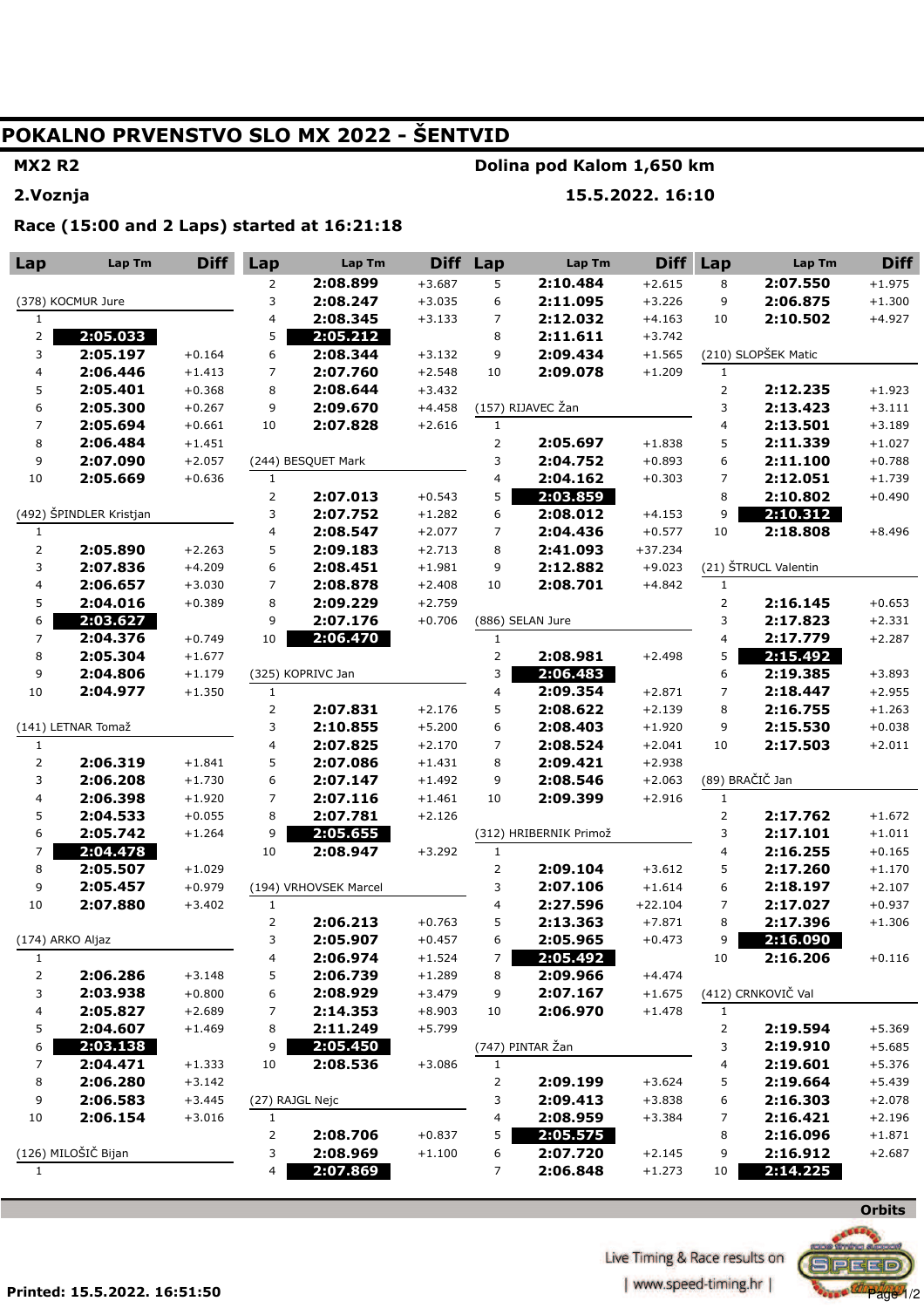# POKALNO PRVENSTVO SLO MX 2022 - ŠENTVID

**MX2 R2** — **Dolina pod Kalom 1,650 km**

**2.Voznja** — **15.5.2022. 16:10**

**Race (15:00 and 2 Laps) started at 16:21:18**

### (378) KOCMUR Jure

| Lap | Lap Tm | Diff |
|---|---|---|
| 1 | | |
| 2 | **2:05.033** | |
| 3 | 2:05.197 | +0.164 |
| 4 | 2:06.446 | +1.413 |
| 5 | 2:05.401 | +0.368 |
| 6 | 2:05.300 | +0.267 |
| 7 | 2:05.694 | +0.661 |
| 8 | 2:06.484 | +1.451 |
| 9 | 2:07.090 | +2.057 |
| 10 | 2:05.669 | +0.636 |

### (492) ŠPINDLER Kristjan

| Lap | Lap Tm | Diff |
|---|---|---|
| 1 | | |
| 2 | 2:05.890 | +2.263 |
| 3 | 2:07.836 | +4.209 |
| 4 | 2:06.657 | +3.030 |
| 5 | 2:04.016 | +0.389 |
| 6 | **2:03.627** | |
| 7 | 2:04.376 | +0.749 |
| 8 | 2:05.304 | +1.677 |
| 9 | 2:04.806 | +1.179 |
| 10 | 2:04.977 | +1.350 |

### (141) LETNAR Tomaž

| Lap | Lap Tm | Diff |
|---|---|---|
| 1 | | |
| 2 | 2:06.319 | +1.841 |
| 3 | 2:06.208 | +1.730 |
| 4 | 2:06.398 | +1.920 |
| 5 | 2:04.533 | +0.055 |
| 6 | 2:05.742 | +1.264 |
| 7 | **2:04.478** | |
| 8 | 2:05.507 | +1.029 |
| 9 | 2:05.457 | +0.979 |
| 10 | 2:07.880 | +3.402 |

### (174) ARKO Aljaz

| Lap | Lap Tm | Diff |
|---|---|---|
| 1 | | |
| 2 | 2:06.286 | +3.148 |
| 3 | 2:03.938 | +0.800 |
| 4 | 2:05.827 | +2.689 |
| 5 | 2:04.607 | +1.469 |
| 6 | **2:03.138** | |
| 7 | 2:04.471 | +1.333 |
| 8 | 2:06.280 | +3.142 |
| 9 | 2:06.583 | +3.445 |
| 10 | 2:06.154 | +3.016 |

### (126) MILOŠIČ Bijan

| Lap | Lap Tm | Diff |
|---|---|---|
| 1 | | |
| 2 | 2:08.899 | +3.687 |
| 3 | 2:08.247 | +3.035 |
| 4 | 2:08.345 | +3.133 |
| 5 | **2:05.212** | |
| 6 | 2:08.344 | +3.132 |
| 7 | 2:07.760 | +2.548 |
| 8 | 2:08.644 | +3.432 |
| 9 | 2:09.670 | +4.458 |
| 10 | 2:07.828 | +2.616 |

### (244) BESQUET Mark

| Lap | Lap Tm | Diff |
|---|---|---|
| 1 | | |
| 2 | 2:07.013 | +0.543 |
| 3 | 2:07.752 | +1.282 |
| 4 | 2:08.547 | +2.077 |
| 5 | 2:09.183 | +2.713 |
| 6 | 2:08.451 | +1.981 |
| 7 | 2:08.878 | +2.408 |
| 8 | 2:09.229 | +2.759 |
| 9 | 2:07.176 | +0.706 |
| 10 | **2:06.470** | |

### (325) KOPRIVC Jan

| Lap | Lap Tm | Diff |
|---|---|---|
| 1 | | |
| 2 | 2:07.831 | +2.176 |
| 3 | 2:10.855 | +5.200 |
| 4 | 2:07.825 | +2.170 |
| 5 | 2:07.086 | +1.431 |
| 6 | 2:07.147 | +1.492 |
| 7 | 2:07.116 | +1.461 |
| 8 | 2:07.781 | +2.126 |
| 9 | **2:05.655** | |
| 10 | 2:08.947 | +3.292 |

### (194) VRHOVSEK Marcel

| Lap | Lap Tm | Diff |
|---|---|---|
| 1 | | |
| 2 | 2:06.213 | +0.763 |
| 3 | 2:05.907 | +0.457 |
| 4 | 2:06.974 | +1.524 |
| 5 | 2:06.739 | +1.289 |
| 6 | 2:08.929 | +3.479 |
| 7 | 2:14.353 | +8.903 |
| 8 | 2:11.249 | +5.799 |
| 9 | **2:05.450** | |
| 10 | 2:08.536 | +3.086 |

### (27) RAJGL Nejc

| Lap | Lap Tm | Diff |
|---|---|---|
| 1 | | |
| 2 | 2:08.706 | +0.837 |
| 3 | 2:08.969 | +1.100 |
| 4 | **2:07.869** | |
| 5 | 2:10.484 | +2.615 |
| 6 | 2:11.095 | +3.226 |
| 7 | 2:12.032 | +4.163 |
| 8 | 2:11.611 | +3.742 |
| 9 | 2:09.434 | +1.565 |
| 10 | 2:09.078 | +1.209 |

### (157) RIJAVEC Žan

| Lap | Lap Tm | Diff |
|---|---|---|
| 1 | | |
| 2 | 2:05.697 | +1.838 |
| 3 | 2:04.752 | +0.893 |
| 4 | 2:04.162 | +0.303 |
| 5 | **2:03.859** | |
| 6 | 2:08.012 | +4.153 |
| 7 | 2:04.436 | +0.577 |
| 8 | 2:41.093 | +37.234 |
| 9 | 2:12.882 | +9.023 |
| 10 | 2:08.701 | +4.842 |

### (886) SELAN Jure

| Lap | Lap Tm | Diff |
|---|---|---|
| 1 | | |
| 2 | 2:08.981 | +2.498 |
| 3 | **2:06.483** | |
| 4 | 2:09.354 | +2.871 |
| 5 | 2:08.622 | +2.139 |
| 6 | 2:08.403 | +1.920 |
| 7 | 2:08.524 | +2.041 |
| 8 | 2:09.421 | +2.938 |
| 9 | 2:08.546 | +2.063 |
| 10 | 2:09.399 | +2.916 |

### (312) HRIBERNIK Primož

| Lap | Lap Tm | Diff |
|---|---|---|
| 1 | | |
| 2 | 2:09.104 | +3.612 |
| 3 | 2:07.106 | +1.614 |
| 4 | 2:27.596 | +22.104 |
| 5 | 2:13.363 | +7.871 |
| 6 | 2:05.965 | +0.473 |
| 7 | **2:05.492** | |
| 8 | 2:09.966 | +4.474 |
| 9 | 2:07.167 | +1.675 |
| 10 | 2:06.970 | +1.478 |

### (747) PINTAR Žan

| Lap | Lap Tm | Diff |
|---|---|---|
| 1 | | |
| 2 | 2:09.199 | +3.624 |
| 3 | 2:09.413 | +3.838 |
| 4 | 2:08.959 | +3.384 |
| 5 | **2:05.575** | |
| 6 | 2:07.720 | +2.145 |
| 7 | 2:06.848 | +1.273 |
| 8 | 2:07.550 | +1.975 |
| 9 | 2:06.875 | +1.300 |
| 10 | 2:10.502 | +4.927 |

### (210) SLOPŠEK Matic

| Lap | Lap Tm | Diff |
|---|---|---|
| 1 | | |
| 2 | 2:12.235 | +1.923 |
| 3 | 2:13.423 | +3.111 |
| 4 | 2:13.501 | +3.189 |
| 5 | 2:11.339 | +1.027 |
| 6 | 2:11.100 | +0.788 |
| 7 | 2:12.051 | +1.739 |
| 8 | 2:10.802 | +0.490 |
| 9 | **2:10.312** | |
| 10 | 2:18.808 | +8.496 |

### (21) ŠTRUCL Valentin

| Lap | Lap Tm | Diff |
|---|---|---|
| 1 | | |
| 2 | 2:16.145 | +0.653 |
| 3 | 2:17.823 | +2.331 |
| 4 | 2:17.779 | +2.287 |
| 5 | **2:15.492** | |
| 6 | 2:19.385 | +3.893 |
| 7 | 2:18.447 | +2.955 |
| 8 | 2:16.755 | +1.263 |
| 9 | 2:15.530 | +0.038 |
| 10 | 2:17.503 | +2.011 |

### (89) BRAČIČ Jan

| Lap | Lap Tm | Diff |
|---|---|---|
| 1 | | |
| 2 | 2:17.762 | +1.672 |
| 3 | 2:17.101 | +1.011 |
| 4 | 2:16.255 | +0.165 |
| 5 | 2:17.260 | +1.170 |
| 6 | 2:18.197 | +2.107 |
| 7 | 2:17.027 | +0.937 |
| 8 | 2:17.396 | +1.306 |
| 9 | **2:16.090** | |
| 10 | 2:16.206 | +0.116 |

### (412) CRNKOVIČ Val

| Lap | Lap Tm | Diff |
|---|---|---|
| 1 | | |
| 2 | 2:19.594 | +5.369 |
| 3 | 2:19.910 | +5.685 |
| 4 | 2:19.601 | +5.376 |
| 5 | 2:19.664 | +5.439 |
| 6 | 2:16.303 | +2.078 |
| 7 | 2:16.421 | +2.196 |
| 8 | 2:16.096 | +1.871 |
| 9 | 2:16.912 | +2.687 |
| 10 | **2:14.225** | |

Orbits

Printed: 15.5.2022. 16:51:50

Live Timing & Race results on | www.speed-timing.hr |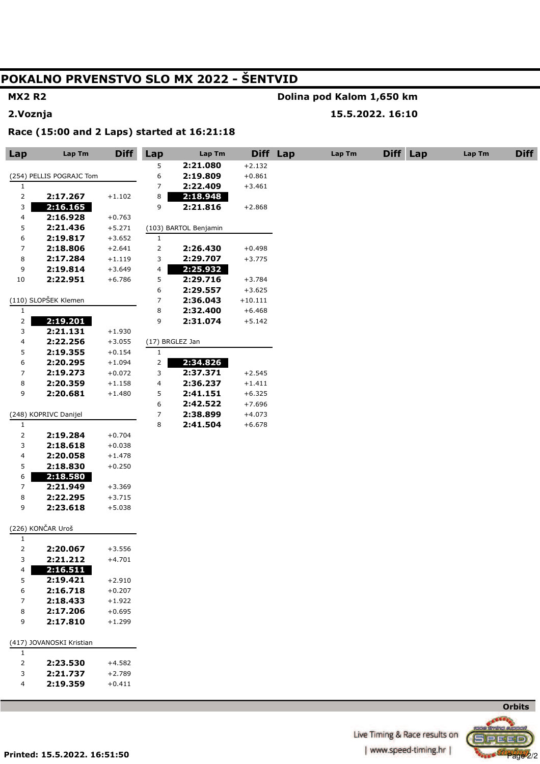# POKALNO PRVENSTVO SLO MX 2022 - ŠENTVID

**MX2 R2** — **Dolina pod Kalom 1,650 km**

**2.Voznja** — **15.5.2022. 16:10**

**Race (15:00 and 2 Laps) started at 16:21:18**

| Lap | Lap Tm | Diff |
|---|---|---|
| **(254) PELLIS POGRAJC Tom** | | |
| 1 | | |
| 2 | **2:17.267** | +1.102 |
| 3 | **2:16.165** | |
| 4 | **2:16.928** | +0.763 |
| 5 | **2:21.436** | +5.271 |
| 6 | **2:19.817** | +3.652 |
| 7 | **2:18.806** | +2.641 |
| 8 | **2:17.284** | +1.119 |
| 9 | **2:19.814** | +3.649 |
| 10 | **2:22.951** | +6.786 |
| **(110) SLOPŠEK Klemen** | | |
| 1 | | |
| 2 | **2:19.201** | |
| 3 | **2:21.131** | +1.930 |
| 4 | **2:22.256** | +3.055 |
| 5 | **2:19.355** | +0.154 |
| 6 | **2:20.295** | +1.094 |
| 7 | **2:19.273** | +0.072 |
| 8 | **2:20.359** | +1.158 |
| 9 | **2:20.681** | +1.480 |
| **(248) KOPRIVC Danijel** | | |
| 1 | | |
| 2 | **2:19.284** | +0.704 |
| 3 | **2:18.618** | +0.038 |
| 4 | **2:20.058** | +1.478 |
| 5 | **2:18.830** | +0.250 |
| 6 | **2:18.580** | |
| 7 | **2:21.949** | +3.369 |
| 8 | **2:22.295** | +3.715 |
| 9 | **2:23.618** | +5.038 |
| **(226) KONČAR Uroš** | | |
| 1 | | |
| 2 | **2:20.067** | +3.556 |
| 3 | **2:21.212** | +4.701 |
| 4 | **2:16.511** | |
| 5 | **2:19.421** | +2.910 |
| 6 | **2:16.718** | +0.207 |
| 7 | **2:18.433** | +1.922 |
| 8 | **2:17.206** | +0.695 |
| 9 | **2:17.810** | +1.299 |
| **(417) JOVANOSKI Kristian** | | |
| 1 | | |
| 2 | **2:23.530** | +4.582 |
| 3 | **2:21.737** | +2.789 |
| 4 | **2:19.359** | +0.411 |
| 5 | **2:21.080** | +2.132 |
| 6 | **2:19.809** | +0.861 |
| 7 | **2:22.409** | +3.461 |
| 8 | **2:18.948** | |
| 9 | **2:21.816** | +2.868 |
| **(103) BARTOL Benjamin** | | |
| 1 | | |
| 2 | **2:26.430** | +0.498 |
| 3 | **2:29.707** | +3.775 |
| 4 | **2:25.932** | |
| 5 | **2:29.716** | +3.784 |
| 6 | **2:29.557** | +3.625 |
| 7 | **2:36.043** | +10.111 |
| 8 | **2:32.400** | +6.468 |
| 9 | **2:31.074** | +5.142 |
| **(17) BRGLEZ Jan** | | |
| 1 | | |
| 2 | **2:34.826** | |
| 3 | **2:37.371** | +2.545 |
| 4 | **2:36.237** | +1.411 |
| 5 | **2:41.151** | +6.325 |
| 6 | **2:42.522** | +7.696 |
| 7 | **2:38.899** | +4.073 |
| 8 | **2:41.504** | +6.678 |

**Orbits**

**Printed: 15.5.2022. 16:51:50**

Live Timing & Race results on | www.speed-timing.hr |